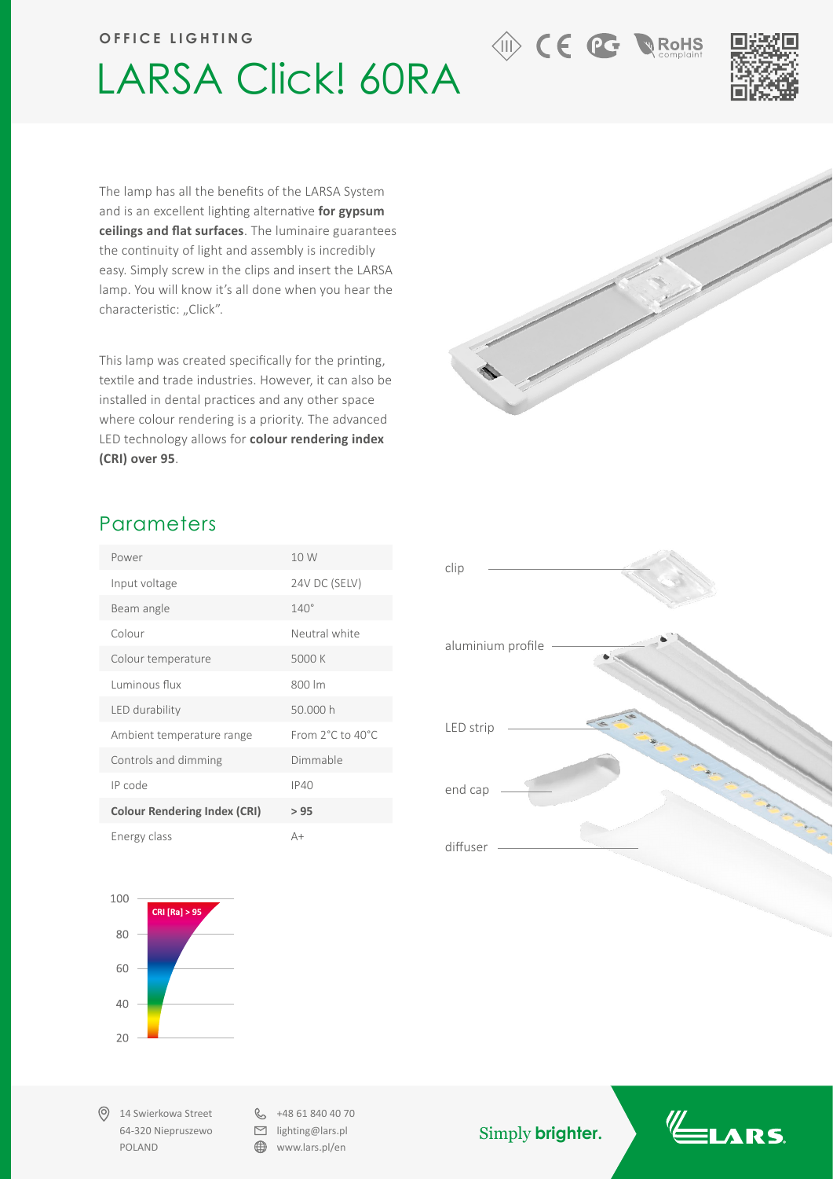OFFICE LIGHTING

# LARSA Click! 60RA

The lamp has all the benefits of the LARSA System and is an excellent lighting alternative **for gypsum ceilings and flat surfaces**. The luminaire guarantees the continuity of light and assembly is incredibly easy. Simply screw in the clips and insert the LARSA lamp. You will know it's all done when you hear the characteristic: „Click".

This lamp was created specifically for the printing, textile and trade industries. However, it can also be installed in dental practices and any other space where colour rendering is a priority. The advanced LED technology allows for **colour rendering index (CRI) over 95**.

## Parameters

| Parameter | Value |
|---|---|
| Power | 10 W |
| Input voltage | 24V DC (SELV) |
| Beam angle | 140° |
| Colour | Neutral white |
| Colour temperature | 5000 K |
| Luminous flux | 800 lm |
| LED durability | 50.000 h |
| Ambient temperature range | From 2°C to 40°C |
| Controls and dimming | Dimmable |
| IP code | IP40 |
| **Colour Rendering Index (CRI)** | **> 95** |
| Energy class | A+ |

clip

aluminium profile

LED strip

end cap

diffuser

CRI [Ra] > 95

100
80
60
40
20

14 Swierkowa Street
64-320 Niepruszewo
POLAND

+48 61 840 40 70
lighting@lars.pl
www.lars.pl/en

Simply **brighter.**

LARS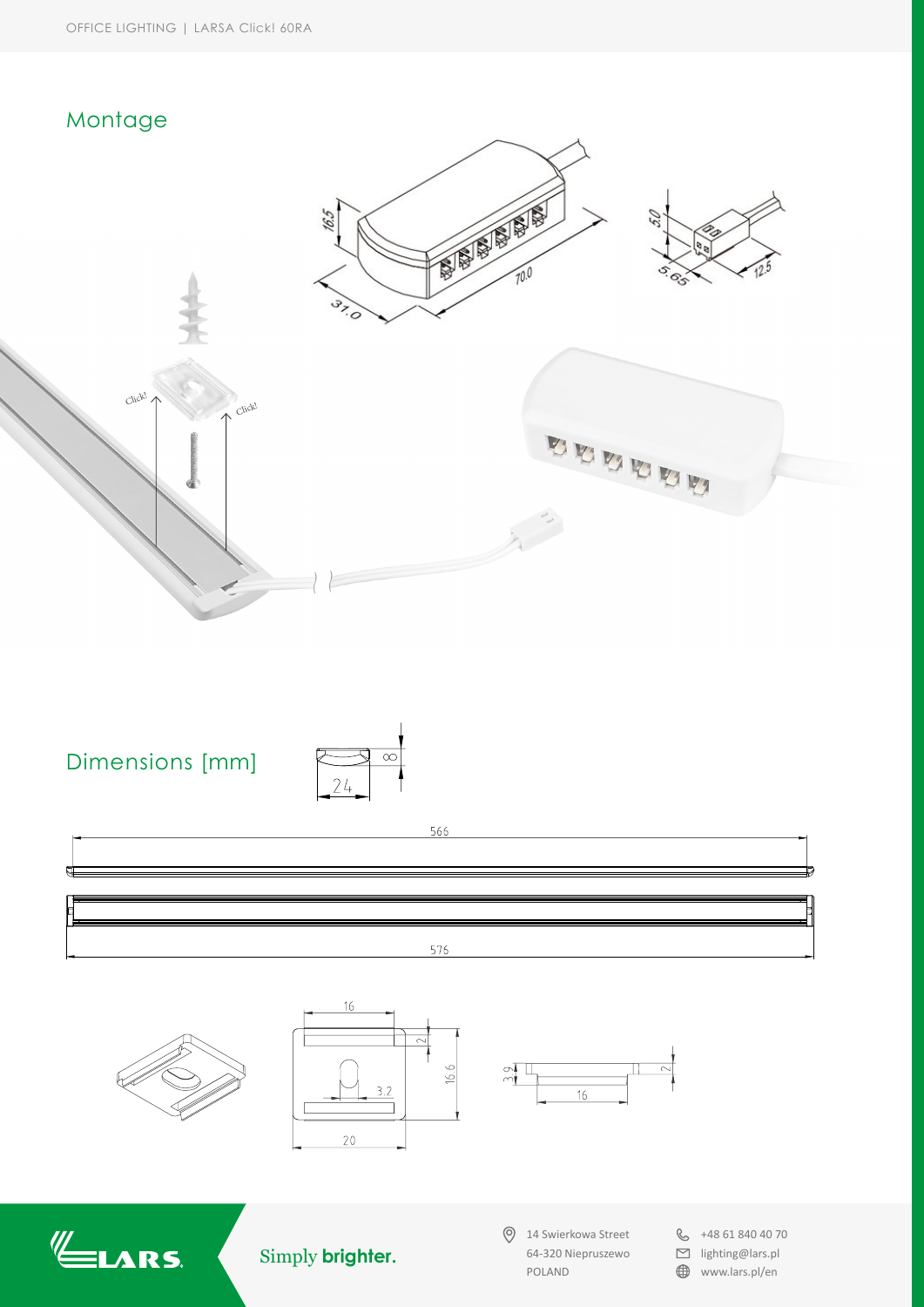## Montage

16.5

70.0

31.0

5.0

5.65

12.5

Click!

Click!

## Dimensions [mm]

8

24

566

576

16

2

16.6

3.2

20

3.9

2

16

Simply **brighter.**

14 Swierkowa Street
64-320 Niepruszewo
POLAND

+48 61 840 40 70
lighting@lars.pl
www.lars.pl/en